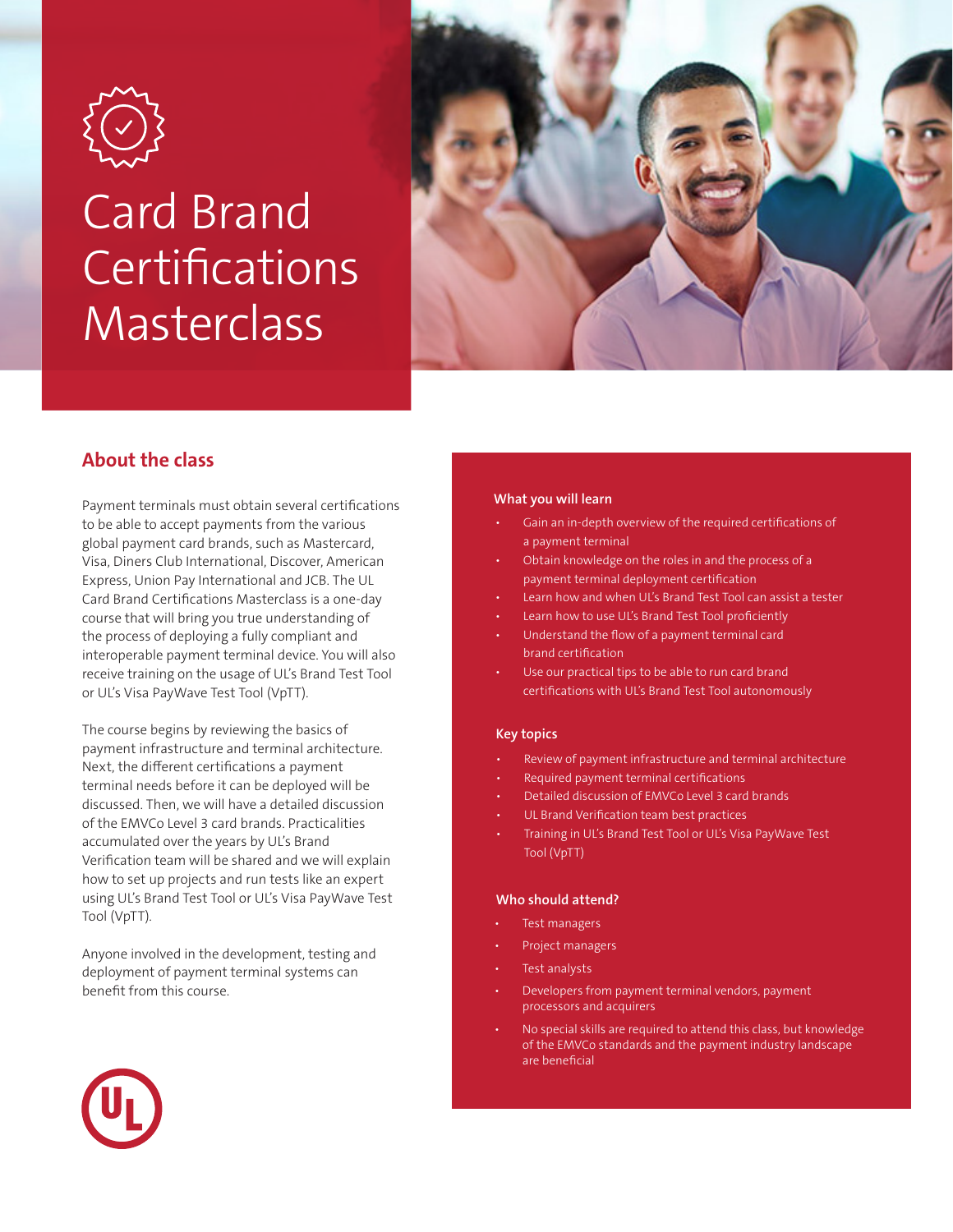# Card Brand Certifications Masterclass

## About the class

Payment terminals must obtain several certifications to be able to accept payments from the various global payment card brands, such as Mastercard, Visa, Diners Club International, Discover, American Express, Union Pay International and JCB. The UL Card Brand Certifications Masterclass is a one-day course that will bring you true understanding of the process of deploying a fully compliant and interoperable payment terminal device. You will also receive training on the usage of UL's Brand Test Tool or UL's Visa PayWave Test Tool (VpTT).

The course begins by reviewing the basics of payment infrastructure and terminal architecture. Next, the different certifications a payment terminal needs before it can be deployed will be discussed. Then, we will have a detailed discussion of the EMVCo Level 3 card brands. Practicalities accumulated over the years by UL's Brand Verification team will be shared and we will explain how to set up projects and run tests like an expert using UL's Brand Test Tool or UL's Visa PayWave Test Tool (VpTT).

Anyone involved in the development, testing and deployment of payment terminal systems can benefit from this course.

### What you will learn

- Gain an in-depth overview of the required certifications of a payment terminal
- Obtain knowledge on the roles in and the process of a payment terminal deployment certification
- Learn how and when UL's Brand Test Tool can assist a tester
- Learn how to use UL's Brand Test Tool proficiently
- Understand the flow of a payment terminal card brand certification
- Use our practical tips to be able to run card brand certifications with UL's Brand Test Tool autonomously

### Key topics

- Review of payment infrastructure and terminal architecture
- Required payment terminal certifications
- Detailed discussion of EMVCo Level 3 card brands
- UL Brand Verification team best practices
- Training in UL's Brand Test Tool or UL's Visa PayWave Test Tool (VpTT)

### Who should attend?

- Test managers
- Project managers
- Test analysts
- Developers from payment terminal vendors, payment processors and acquirers
- No special skills are required to attend this class, but knowledge of the EMVCo standards and the payment industry landscape are beneficial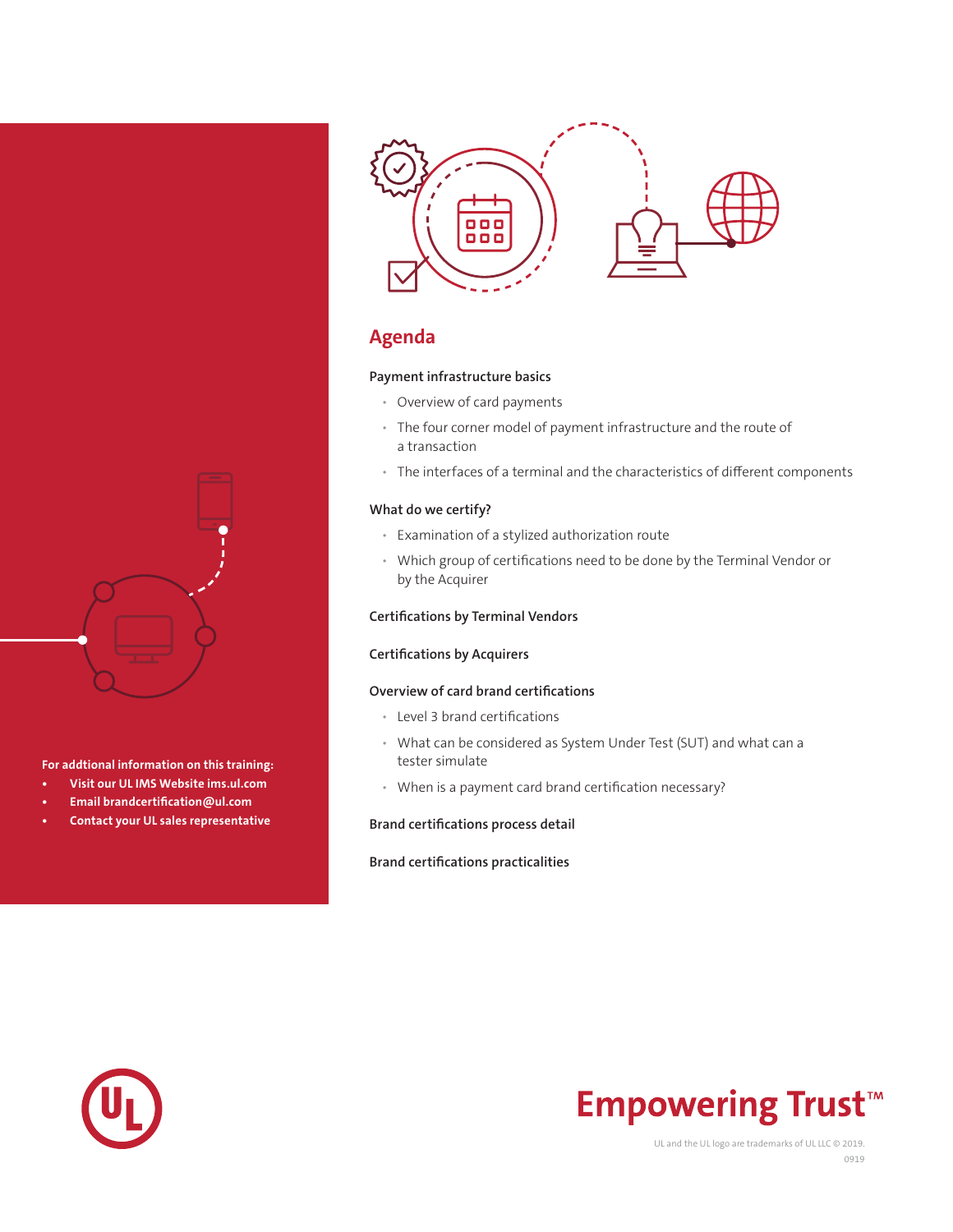## Agenda

**Payment infrastructure basics**

- Overview of card payments
- The four corner model of payment infrastructure and the route of a transaction
- The interfaces of a terminal and the characteristics of different components

**What do we certify?**

- Examination of a stylized authorization route
- Which group of certifications need to be done by the Terminal Vendor or by the Acquirer

**Certifications by Terminal Vendors**

**Certifications by Acquirers**

**Overview of card brand certifications**

- Level 3 brand certifications
- What can be considered as System Under Test (SUT) and what can a tester simulate
- When is a payment card brand certification necessary?

**Brand certifications process detail**

**Brand certifications practicalities**

**For addtional information on this training:**

- **Visit our UL IMS Website ims.ul.com**
- **Email brandcertification@ul.com**
- **Contact your UL sales representative**

**Empowering Trust™**

UL and the UL logo are trademarks of UL LLC © 2019.
0919